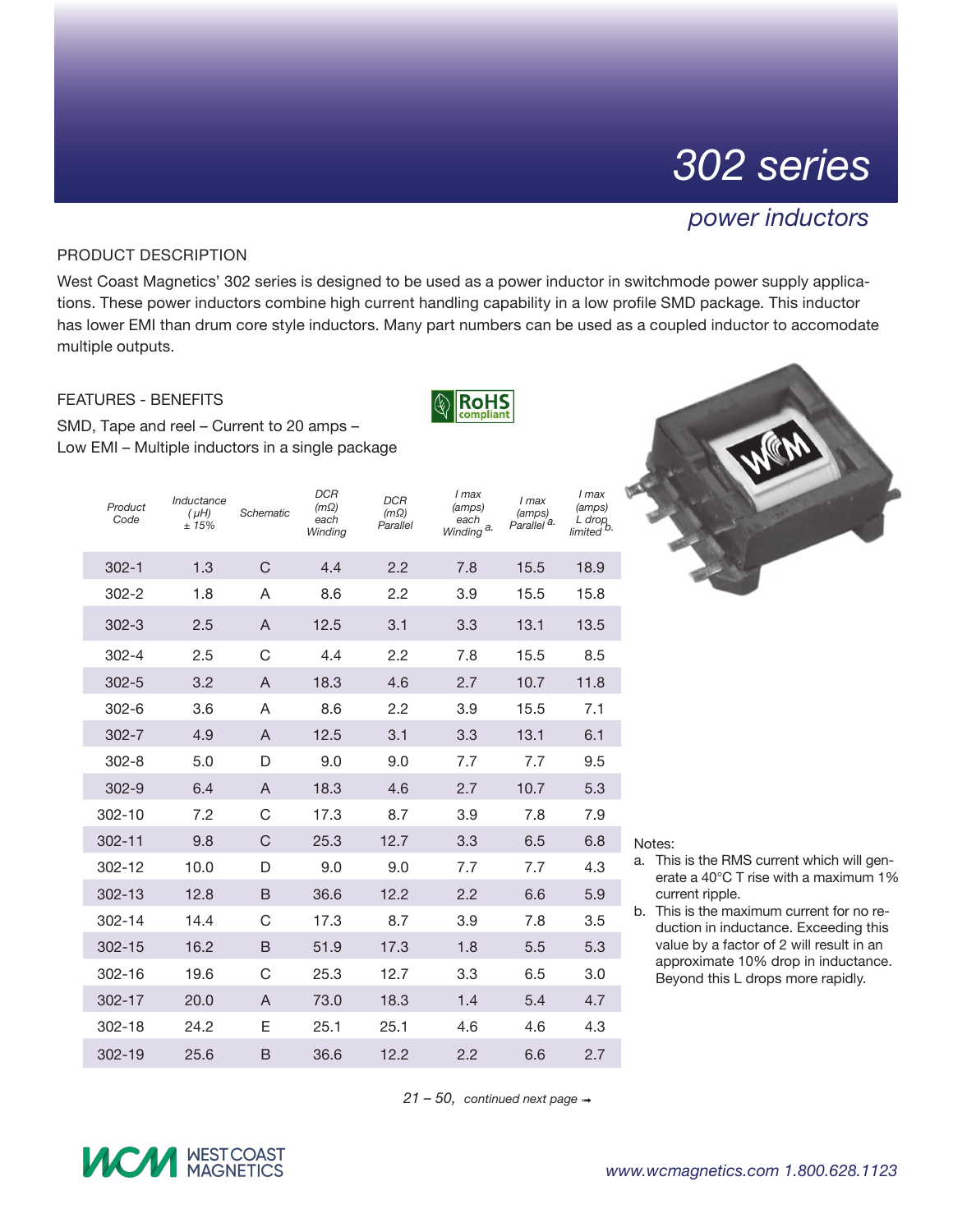# 302 series

## power inductors

### PRODUCT DESCRIPTION

West Coast Magnetics' 302 series is designed to be used as a power inductor in switchmode power supply applications. These power inductors combine high current handling capability in a low profile SMD package. This inductor has lower EMI than drum core style inductors. Many part numbers can be used as a coupled inductor to accomodate multiple outputs.

### FEATURES - BENEFITS

RoHS compliant

SMD, Tape and reel – Current to 20 amps – Low EMI – Multiple inductors in a single package

| Product Code | Inductance (μH) ± 15% | Schematic | DCR (mΩ) each Winding | DCR (mΩ) Parallel | I max (amps) each Winding [a] | I max (amps) Parallel [a] | I max (amps) L drop limited [b] |
|---|---|---|---|---|---|---|---|
| 302-1 | 1.3 | C | 4.4 | 2.2 | 7.8 | 15.5 | 18.9 |
| 302-2 | 1.8 | A | 8.6 | 2.2 | 3.9 | 15.5 | 15.8 |
| 302-3 | 2.5 | A | 12.5 | 3.1 | 3.3 | 13.1 | 13.5 |
| 302-4 | 2.5 | C | 4.4 | 2.2 | 7.8 | 15.5 | 8.5 |
| 302-5 | 3.2 | A | 18.3 | 4.6 | 2.7 | 10.7 | 11.8 |
| 302-6 | 3.6 | A | 8.6 | 2.2 | 3.9 | 15.5 | 7.1 |
| 302-7 | 4.9 | A | 12.5 | 3.1 | 3.3 | 13.1 | 6.1 |
| 302-8 | 5.0 | D | 9.0 | 9.0 | 7.7 | 7.7 | 9.5 |
| 302-9 | 6.4 | A | 18.3 | 4.6 | 2.7 | 10.7 | 5.3 |
| 302-10 | 7.2 | C | 17.3 | 8.7 | 3.9 | 7.8 | 7.9 |
| 302-11 | 9.8 | C | 25.3 | 12.7 | 3.3 | 6.5 | 6.8 |
| 302-12 | 10.0 | D | 9.0 | 9.0 | 7.7 | 7.7 | 4.3 |
| 302-13 | 12.8 | B | 36.6 | 12.2 | 2.2 | 6.6 | 5.9 |
| 302-14 | 14.4 | C | 17.3 | 8.7 | 3.9 | 7.8 | 3.5 |
| 302-15 | 16.2 | B | 51.9 | 17.3 | 1.8 | 5.5 | 5.3 |
| 302-16 | 19.6 | C | 25.3 | 12.7 | 3.3 | 6.5 | 3.0 |
| 302-17 | 20.0 | A | 73.0 | 18.3 | 1.4 | 5.4 | 4.7 |
| 302-18 | 24.2 | E | 25.1 | 25.1 | 4.6 | 4.6 | 4.3 |
| 302-19 | 25.6 | B | 36.6 | 12.2 | 2.2 | 6.6 | 2.7 |

*21 – 50, continued next page →*

Notes:

a. This is the RMS current which will generate a 40°C T rise with a maximum 1% current ripple.

b. This is the maximum current for no reduction in inductance. Exceeding this value by a factor of 2 will result in an approximate 10% drop in inductance. Beyond this L drops more rapidly.

WEST COAST MAGNETICS

*www.wcmagnetics.com 1.800.628.1123*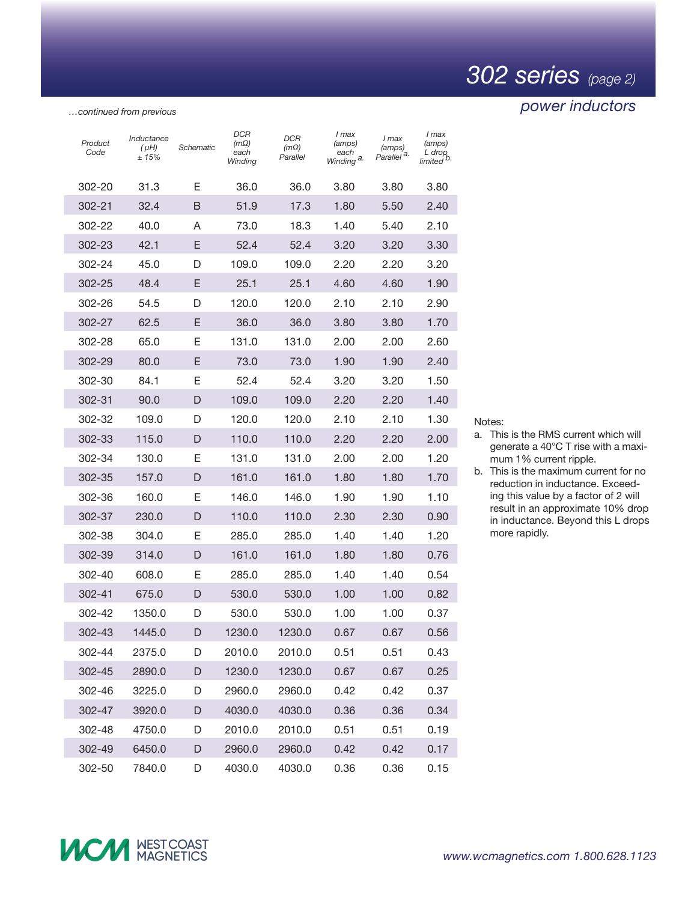# 302 series *(page 2)*

*power inductors*

*…continued from previous*

| Product Code | Inductance (μH) ± 15% | Schematic | DCR (mΩ) each Winding | DCR (mΩ) Parallel | I max (amps) each Winding [a] | I max (amps) Parallel [a] | I max (amps) L drop limited [b] |
|---|---|---|---|---|---|---|---|
| 302-20 | 31.3 | E | 36.0 | 36.0 | 3.80 | 3.80 | 3.80 |
| 302-21 | 32.4 | B | 51.9 | 17.3 | 1.80 | 5.50 | 2.40 |
| 302-22 | 40.0 | A | 73.0 | 18.3 | 1.40 | 5.40 | 2.10 |
| 302-23 | 42.1 | E | 52.4 | 52.4 | 3.20 | 3.20 | 3.30 |
| 302-24 | 45.0 | D | 109.0 | 109.0 | 2.20 | 2.20 | 3.20 |
| 302-25 | 48.4 | E | 25.1 | 25.1 | 4.60 | 4.60 | 1.90 |
| 302-26 | 54.5 | D | 120.0 | 120.0 | 2.10 | 2.10 | 2.90 |
| 302-27 | 62.5 | E | 36.0 | 36.0 | 3.80 | 3.80 | 1.70 |
| 302-28 | 65.0 | E | 131.0 | 131.0 | 2.00 | 2.00 | 2.60 |
| 302-29 | 80.0 | E | 73.0 | 73.0 | 1.90 | 1.90 | 2.40 |
| 302-30 | 84.1 | E | 52.4 | 52.4 | 3.20 | 3.20 | 1.50 |
| 302-31 | 90.0 | D | 109.0 | 109.0 | 2.20 | 2.20 | 1.40 |
| 302-32 | 109.0 | D | 120.0 | 120.0 | 2.10 | 2.10 | 1.30 |
| 302-33 | 115.0 | D | 110.0 | 110.0 | 2.20 | 2.20 | 2.00 |
| 302-34 | 130.0 | E | 131.0 | 131.0 | 2.00 | 2.00 | 1.20 |
| 302-35 | 157.0 | D | 161.0 | 161.0 | 1.80 | 1.80 | 1.70 |
| 302-36 | 160.0 | E | 146.0 | 146.0 | 1.90 | 1.90 | 1.10 |
| 302-37 | 230.0 | D | 110.0 | 110.0 | 2.30 | 2.30 | 0.90 |
| 302-38 | 304.0 | E | 285.0 | 285.0 | 1.40 | 1.40 | 1.20 |
| 302-39 | 314.0 | D | 161.0 | 161.0 | 1.80 | 1.80 | 0.76 |
| 302-40 | 608.0 | E | 285.0 | 285.0 | 1.40 | 1.40 | 0.54 |
| 302-41 | 675.0 | D | 530.0 | 530.0 | 1.00 | 1.00 | 0.82 |
| 302-42 | 1350.0 | D | 530.0 | 530.0 | 1.00 | 1.00 | 0.37 |
| 302-43 | 1445.0 | D | 1230.0 | 1230.0 | 0.67 | 0.67 | 0.56 |
| 302-44 | 2375.0 | D | 2010.0 | 2010.0 | 0.51 | 0.51 | 0.43 |
| 302-45 | 2890.0 | D | 1230.0 | 1230.0 | 0.67 | 0.67 | 0.25 |
| 302-46 | 3225.0 | D | 2960.0 | 2960.0 | 0.42 | 0.42 | 0.37 |
| 302-47 | 3920.0 | D | 4030.0 | 4030.0 | 0.36 | 0.36 | 0.34 |
| 302-48 | 4750.0 | D | 2010.0 | 2010.0 | 0.51 | 0.51 | 0.19 |
| 302-49 | 6450.0 | D | 2960.0 | 2960.0 | 0.42 | 0.42 | 0.17 |
| 302-50 | 7840.0 | D | 4030.0 | 4030.0 | 0.36 | 0.36 | 0.15 |

Notes:

a. This is the RMS current which will generate a 40°C T rise with a maximum 1% current ripple.

b. This is the maximum current for no reduction in inductance. Exceeding this value by a factor of 2 will result in an approximate 10% drop in inductance. Beyond this L drops more rapidly.

WEST COAST MAGNETICS

*www.wcmagnetics.com 1.800.628.1123*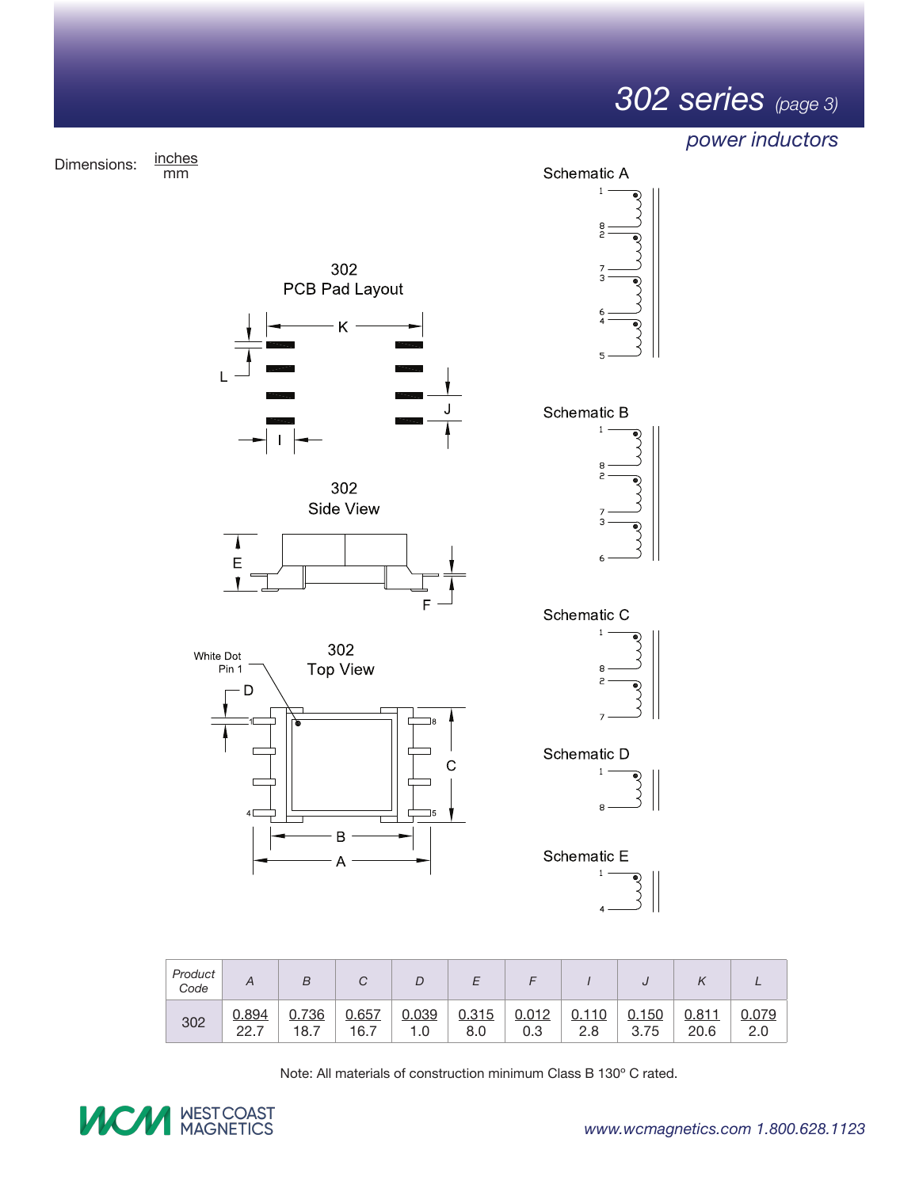# 302 series (page 3)

*power inductors*

Dimensions: inches / mm

302
PCB Pad Layout

K
L
J
I

302
Side View

E
F

302
Top View

White Dot
Pin 1

D
C
B
A

Schematic A

Schematic B

Schematic C

Schematic D

Schematic E

| *Product Code* | *A* | *B* | *C* | *D* | *E* | *F* | *I* | *J* | *K* | *L* |
|---|---|---|---|---|---|---|---|---|---|---|
| 302 | 0.894 / 22.7 | 0.736 / 18.7 | 0.657 / 16.7 | 0.039 / 1.0 | 0.315 / 8.0 | 0.012 / 0.3 | 0.110 / 2.8 | 0.150 / 3.75 | 0.811 / 20.6 | 0.079 / 2.0 |

Note: All materials of construction minimum Class B 130° C rated.

WEST COAST MAGNETICS

*www.wcmagnetics.com 1.800.628.1123*